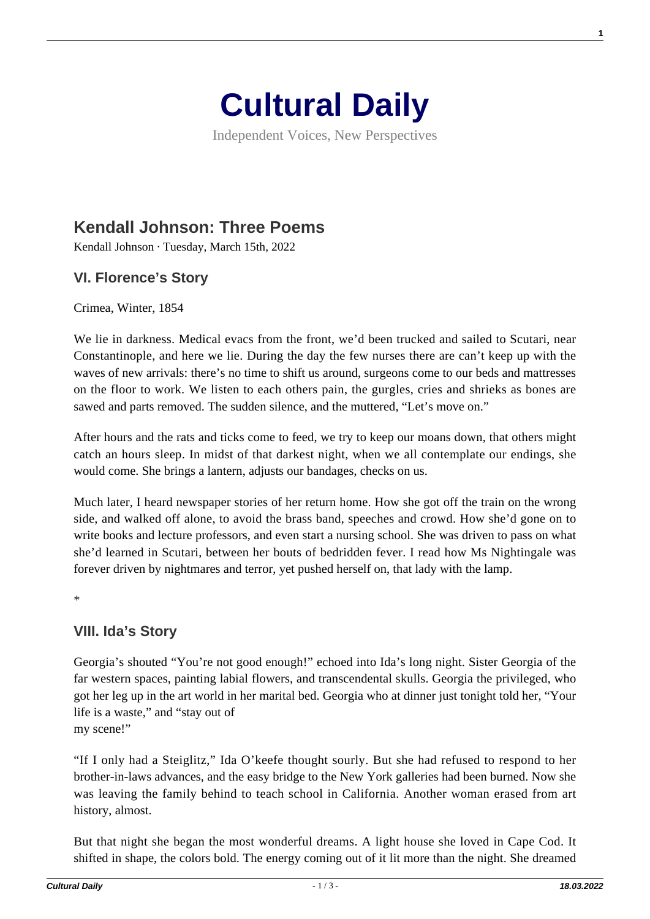# Cultural Daily

Independent Voices, New Perspectives

## Kendall Johnson: Three Poems

Kendall Johnson · Tuesday, March 15th, 2022

### VI. Florence's Story

Crimea, Winter, 1854

We lie in darkness. Medical evacs from the front, we'd been trucked and sailed to Scutari, near Constantinople, and here we lie. During the day the few nurses there are can't keep up with the waves of new arrivals: there's no time to shift us around, surgeons come to our beds and mattresses on the floor to work. We listen to each others pain, the gurgles, cries and shrieks as bones are sawed and parts removed. The sudden silence, and the muttered, "Let's move on."

After hours and the rats and ticks come to feed, we try to keep our moans down, that others might catch an hours sleep. In midst of that darkest night, when we all contemplate our endings, she would come. She brings a lantern, adjusts our bandages, checks on us.

Much later, I heard newspaper stories of her return home. How she got off the train on the wrong side, and walked off alone, to avoid the brass band, speeches and crowd. How she'd gone on to write books and lecture professors, and even start a nursing school. She was driven to pass on what she'd learned in Scutari, between her bouts of bedridden fever. I read how Ms Nightingale was forever driven by nightmares and terror, yet pushed herself on, that lady with the lamp.

*

### VIII. Ida's Story

Georgia's shouted "You're not good enough!" echoed into Ida's long night. Sister Georgia of the far western spaces, painting labial flowers, and transcendental skulls. Georgia the privileged, who got her leg up in the art world in her marital bed. Georgia who at dinner just tonight told her, "Your life is a waste," and "stay out of
my scene!"

"If I only had a Steiglitz," Ida O'keefe thought sourly. But she had refused to respond to her brother-in-laws advances, and the easy bridge to the New York galleries had been burned. Now she was leaving the family behind to teach school in California. Another woman erased from art history, almost.

But that night she began the most wonderful dreams. A light house she loved in Cape Cod. It shifted in shape, the colors bold. The energy coming out of it lit more than the night. She dreamed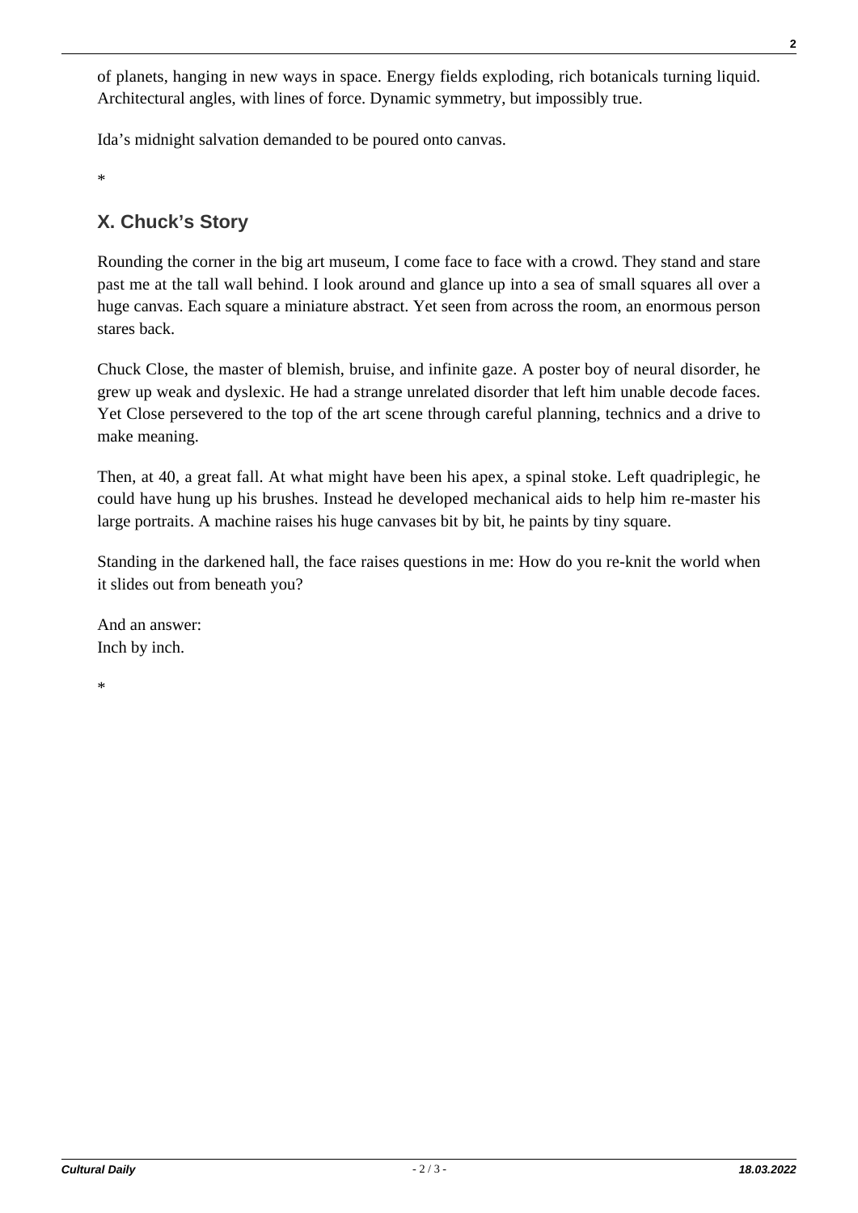of planets, hanging in new ways in space. Energy fields exploding, rich botanicals turning liquid. Architectural angles, with lines of force. Dynamic symmetry, but impossibly true.

Ida's midnight salvation demanded to be poured onto canvas.

*

## X. Chuck's Story

Rounding the corner in the big art museum, I come face to face with a crowd. They stand and stare past me at the tall wall behind. I look around and glance up into a sea of small squares all over a huge canvas. Each square a miniature abstract. Yet seen from across the room, an enormous person stares back.

Chuck Close, the master of blemish, bruise, and infinite gaze. A poster boy of neural disorder, he grew up weak and dyslexic. He had a strange unrelated disorder that left him unable decode faces. Yet Close persevered to the top of the art scene through careful planning, technics and a drive to make meaning.

Then, at 40, a great fall. At what might have been his apex, a spinal stoke. Left quadriplegic, he could have hung up his brushes. Instead he developed mechanical aids to help him re-master his large portraits. A machine raises his huge canvases bit by bit, he paints by tiny square.

Standing in the darkened hall, the face raises questions in me: How do you re-knit the world when it slides out from beneath you?

And an answer:
Inch by inch.

*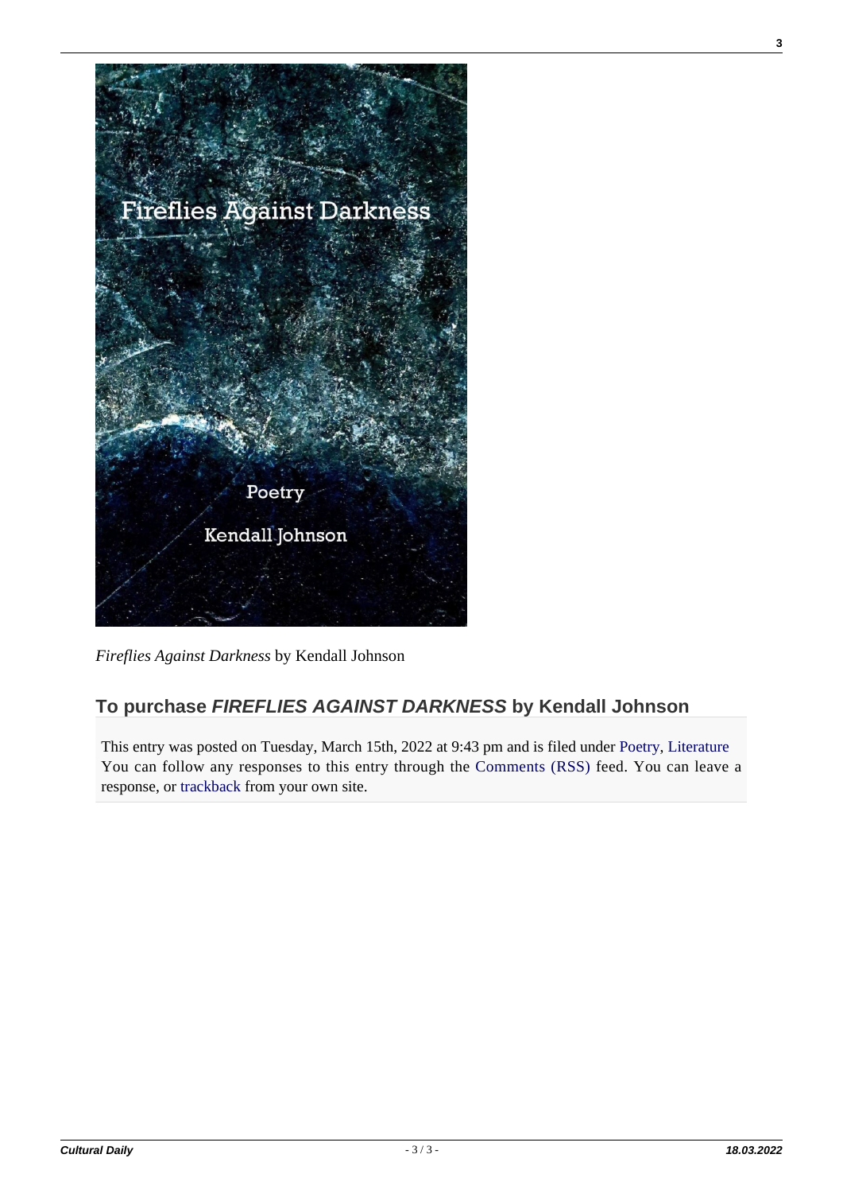*Fireflies Against Darkness* by Kendall Johnson

## To purchase ***FIREFLIES AGAINST DARKNESS*** by Kendall Johnson

This entry was posted on Tuesday, March 15th, 2022 at 9:43 pm and is filed under Poetry, Literature You can follow any responses to this entry through the Comments (RSS) feed. You can leave a response, or trackback from your own site.